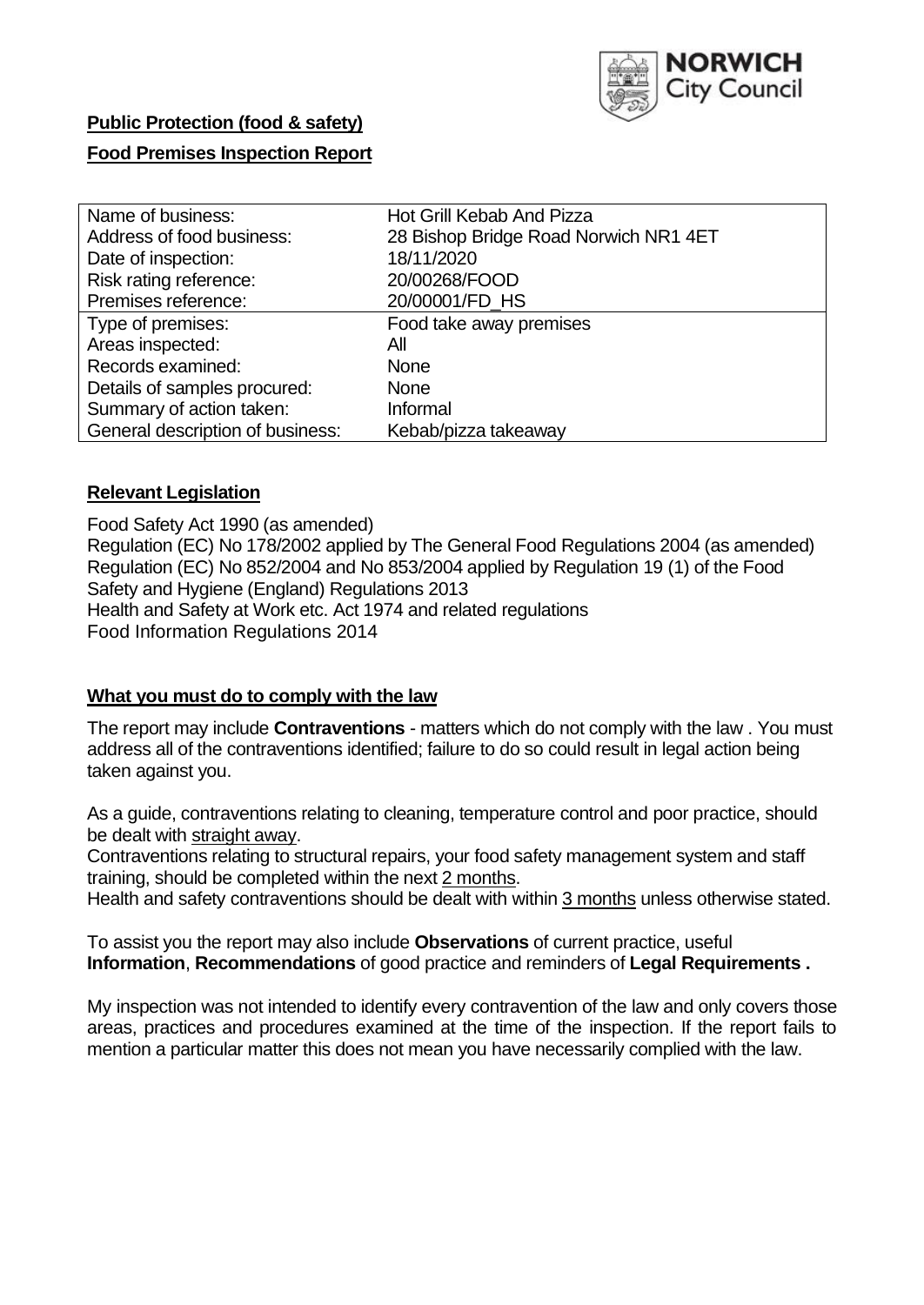NORWICH City Council

**Public Protection (food & safety)**

**Food Premises Inspection Report**

| | |
|---|---|
| Name of business: | Hot Grill Kebab And Pizza |
| Address of food business: | 28 Bishop Bridge Road Norwich NR1 4ET |
| Date of inspection: | 18/11/2020 |
| Risk rating reference: | 20/00268/FOOD |
| Premises reference: | 20/00001/FD_HS |
| Type of premises: | Food take away premises |
| Areas inspected: | All |
| Records examined: | None |
| Details of samples procured: | None |
| Summary of action taken: | Informal |
| General description of business: | Kebab/pizza takeaway |

## **Relevant Legislation**

Food Safety Act 1990 (as amended)
Regulation (EC) No 178/2002 applied by The General Food Regulations 2004 (as amended)
Regulation (EC) No 852/2004 and No 853/2004 applied by Regulation 19 (1) of the Food Safety and Hygiene (England) Regulations 2013
Health and Safety at Work etc. Act 1974 and related regulations
Food Information Regulations 2014

## **What you must do to comply with the law**

The report may include **Contraventions** - matters which do not comply with the law . You must address all of the contraventions identified; failure to do so could result in legal action being taken against you.

As a guide, contraventions relating to cleaning, temperature control and poor practice, should be dealt with straight away.

Contraventions relating to structural repairs, your food safety management system and staff training, should be completed within the next 2 months.

Health and safety contraventions should be dealt with within 3 months unless otherwise stated.

To assist you the report may also include **Observations** of current practice, useful **Information**, **Recommendations** of good practice and reminders of **Legal Requirements .**

My inspection was not intended to identify every contravention of the law and only covers those areas, practices and procedures examined at the time of the inspection. If the report fails to mention a particular matter this does not mean you have necessarily complied with the law.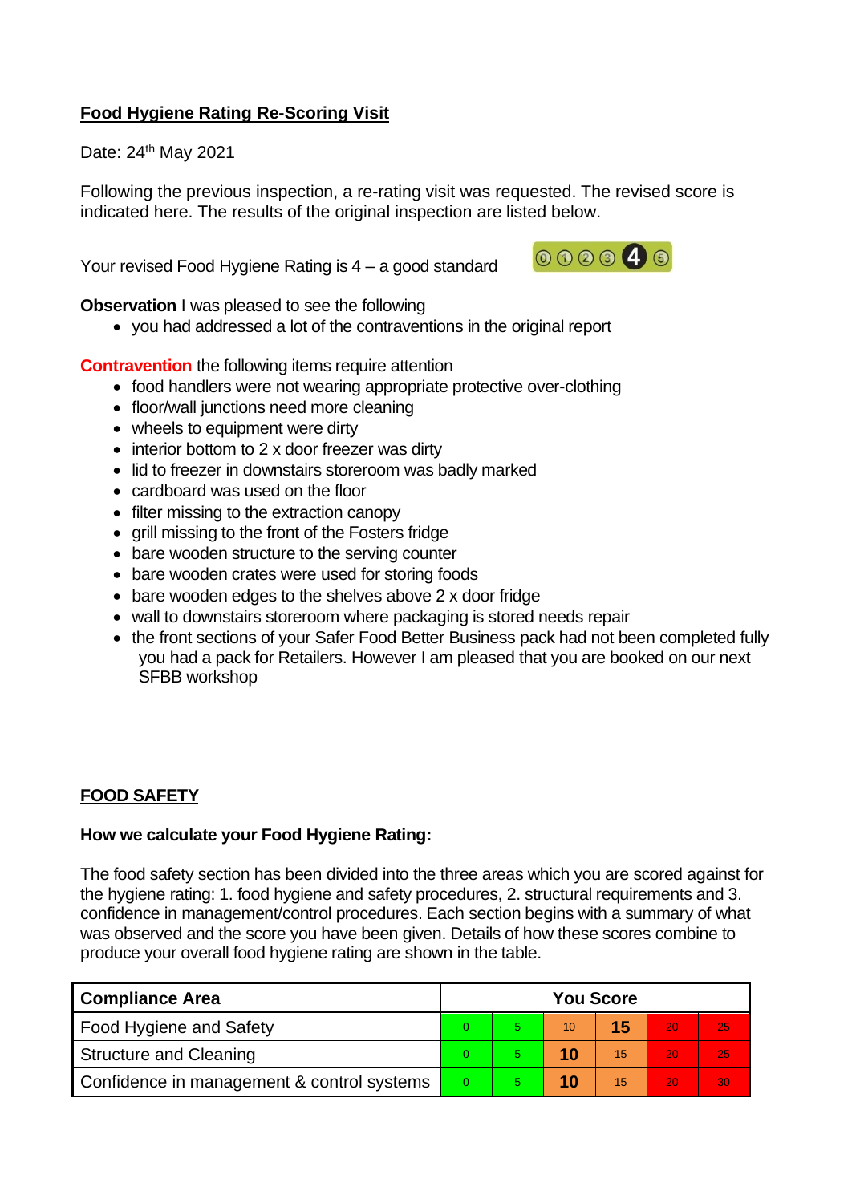**Food Hygiene Rating Re-Scoring Visit**

Date: 24th May 2021

Following the previous inspection, a re-rating visit was requested. The revised score is indicated here. The results of the original inspection are listed below.

Your revised Food Hygiene Rating is 4 – a good standard

**Observation** I was pleased to see the following

- you had addressed a lot of the contraventions in the original report

**Contravention** the following items require attention

- food handlers were not wearing appropriate protective over-clothing
- floor/wall junctions need more cleaning
- wheels to equipment were dirty
- interior bottom to 2 x door freezer was dirty
- lid to freezer in downstairs storeroom was badly marked
- cardboard was used on the floor
- filter missing to the extraction canopy
- grill missing to the front of the Fosters fridge
- bare wooden structure to the serving counter
- bare wooden crates were used for storing foods
- bare wooden edges to the shelves above 2 x door fridge
- wall to downstairs storeroom where packaging is stored needs repair
- the front sections of your Safer Food Better Business pack had not been completed fully you had a pack for Retailers. However I am pleased that you are booked on our next SFBB workshop

**FOOD SAFETY**

**How we calculate your Food Hygiene Rating:**

The food safety section has been divided into the three areas which you are scored against for the hygiene rating: 1. food hygiene and safety procedures, 2. structural requirements and 3. confidence in management/control procedures. Each section begins with a summary of what was observed and the score you have been given. Details of how these scores combine to produce your overall food hygiene rating are shown in the table.

| Compliance Area | You Score | | | | | |
|---|---|---|---|---|---|---|
| Food Hygiene and Safety | 0 | 5 | 10 | **15** | 20 | 25 |
| Structure and Cleaning | 0 | 5 | **10** | 15 | 20 | 25 |
| Confidence in management & control systems | 0 | 5 | **10** | 15 | 20 | 30 |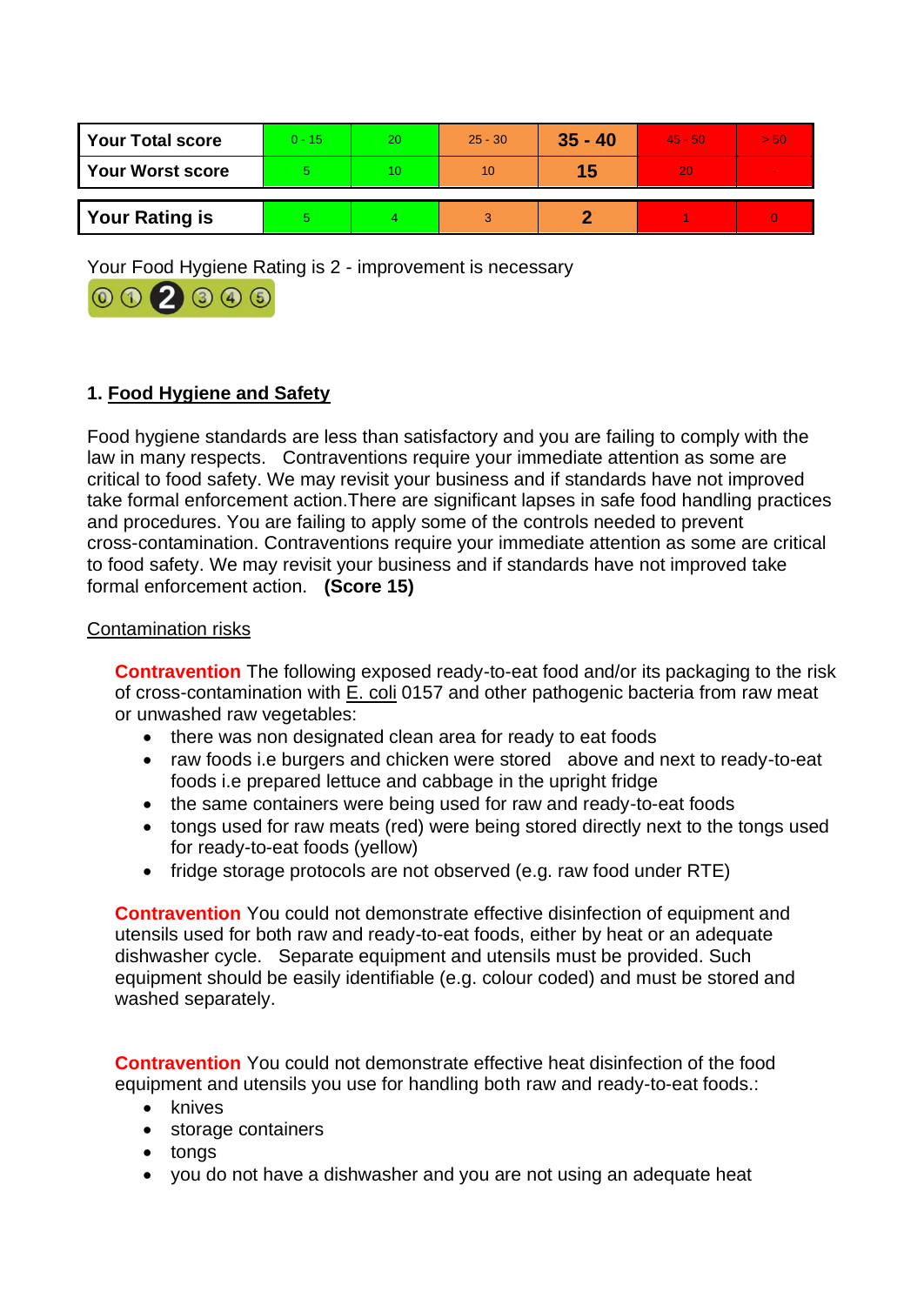| Your Total score | 0 - 15 | 20 | 25 - 30 | **35 - 40** | 45 - 50 | > 50 |
|---|---|---|---|---|---|---|
| Your Worst score | 5 | 10 | 10 | **15** | 20 | - |

| Your Rating is | 5 | 4 | 3 | **2** | 1 | 0 |
|---|---|---|---|---|---|---|

Your Food Hygiene Rating is 2 - improvement is necessary

## 1. Food Hygiene and Safety

Food hygiene standards are less than satisfactory and you are failing to comply with the law in many respects. Contraventions require your immediate attention as some are critical to food safety. We may revisit your business and if standards have not improved take formal enforcement action.There are significant lapses in safe food handling practices and procedures. You are failing to apply some of the controls needed to prevent cross-contamination. Contraventions require your immediate attention as some are critical to food safety. We may revisit your business and if standards have not improved take formal enforcement action. **(Score 15)**

Contamination risks

**Contravention** The following exposed ready-to-eat food and/or its packaging to the risk of cross-contamination with E. coli 0157 and other pathogenic bacteria from raw meat or unwashed raw vegetables:

- there was non designated clean area for ready to eat foods
- raw foods i.e burgers and chicken were stored above and next to ready-to-eat foods i.e prepared lettuce and cabbage in the upright fridge
- the same containers were being used for raw and ready-to-eat foods
- tongs used for raw meats (red) were being stored directly next to the tongs used for ready-to-eat foods (yellow)
- fridge storage protocols are not observed (e.g. raw food under RTE)

**Contravention** You could not demonstrate effective disinfection of equipment and utensils used for both raw and ready-to-eat foods, either by heat or an adequate dishwasher cycle. Separate equipment and utensils must be provided. Such equipment should be easily identifiable (e.g. colour coded) and must be stored and washed separately.

**Contravention** You could not demonstrate effective heat disinfection of the food equipment and utensils you use for handling both raw and ready-to-eat foods.:

- knives
- storage containers
- tongs
- you do not have a dishwasher and you are not using an adequate heat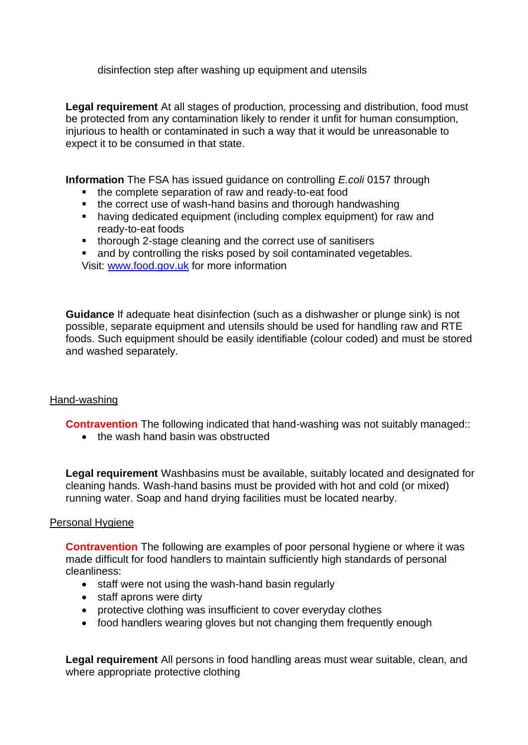disinfection step after washing up equipment and utensils

**Legal requirement** At all stages of production, processing and distribution, food must be protected from any contamination likely to render it unfit for human consumption, injurious to health or contaminated in such a way that it would be unreasonable to expect it to be consumed in that state.

**Information** The FSA has issued guidance on controlling *E.coli* 0157 through

- the complete separation of raw and ready-to-eat food
- the correct use of wash-hand basins and thorough handwashing
- having dedicated equipment (including complex equipment) for raw and ready-to-eat foods
- thorough 2-stage cleaning and the correct use of sanitisers
- and by controlling the risks posed by soil contaminated vegetables.

Visit: [www.food.gov.uk](http://www.food.gov.uk) for more information

**Guidance** If adequate heat disinfection (such as a dishwasher or plunge sink) is not possible, separate equipment and utensils should be used for handling raw and RTE foods. Such equipment should be easily identifiable (colour coded) and must be stored and washed separately.

Hand-washing

**Contravention** The following indicated that hand-washing was not suitably managed::

- the wash hand basin was obstructed

**Legal requirement** Washbasins must be available, suitably located and designated for cleaning hands. Wash-hand basins must be provided with hot and cold (or mixed) running water. Soap and hand drying facilities must be located nearby.

Personal Hygiene

**Contravention** The following are examples of poor personal hygiene or where it was made difficult for food handlers to maintain sufficiently high standards of personal cleanliness:

- staff were not using the wash-hand basin regularly
- staff aprons were dirty
- protective clothing was insufficient to cover everyday clothes
- food handlers wearing gloves but not changing them frequently enough

**Legal requirement** All persons in food handling areas must wear suitable, clean, and where appropriate protective clothing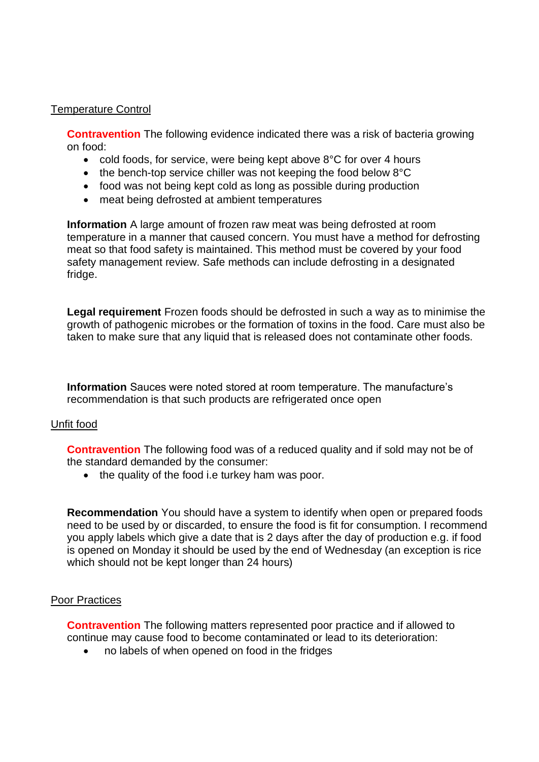Temperature Control

**Contravention** The following evidence indicated there was a risk of bacteria growing on food:

- cold foods, for service, were being kept above 8°C for over 4 hours
- the bench-top service chiller was not keeping the food below 8°C
- food was not being kept cold as long as possible during production
- meat being defrosted at ambient temperatures

**Information** A large amount of frozen raw meat was being defrosted at room temperature in a manner that caused concern. You must have a method for defrosting meat so that food safety is maintained. This method must be covered by your food safety management review. Safe methods can include defrosting in a designated fridge.

**Legal requirement** Frozen foods should be defrosted in such a way as to minimise the growth of pathogenic microbes or the formation of toxins in the food. Care must also be taken to make sure that any liquid that is released does not contaminate other foods.

**Information** Sauces were noted stored at room temperature. The manufacture's recommendation is that such products are refrigerated once open

Unfit food

**Contravention** The following food was of a reduced quality and if sold may not be of the standard demanded by the consumer:

- the quality of the food i.e turkey ham was poor.

**Recommendation** You should have a system to identify when open or prepared foods need to be used by or discarded, to ensure the food is fit for consumption. I recommend you apply labels which give a date that is 2 days after the day of production e.g. if food is opened on Monday it should be used by the end of Wednesday (an exception is rice which should not be kept longer than 24 hours)

Poor Practices

**Contravention** The following matters represented poor practice and if allowed to continue may cause food to become contaminated or lead to its deterioration:

- no labels of when opened on food in the fridges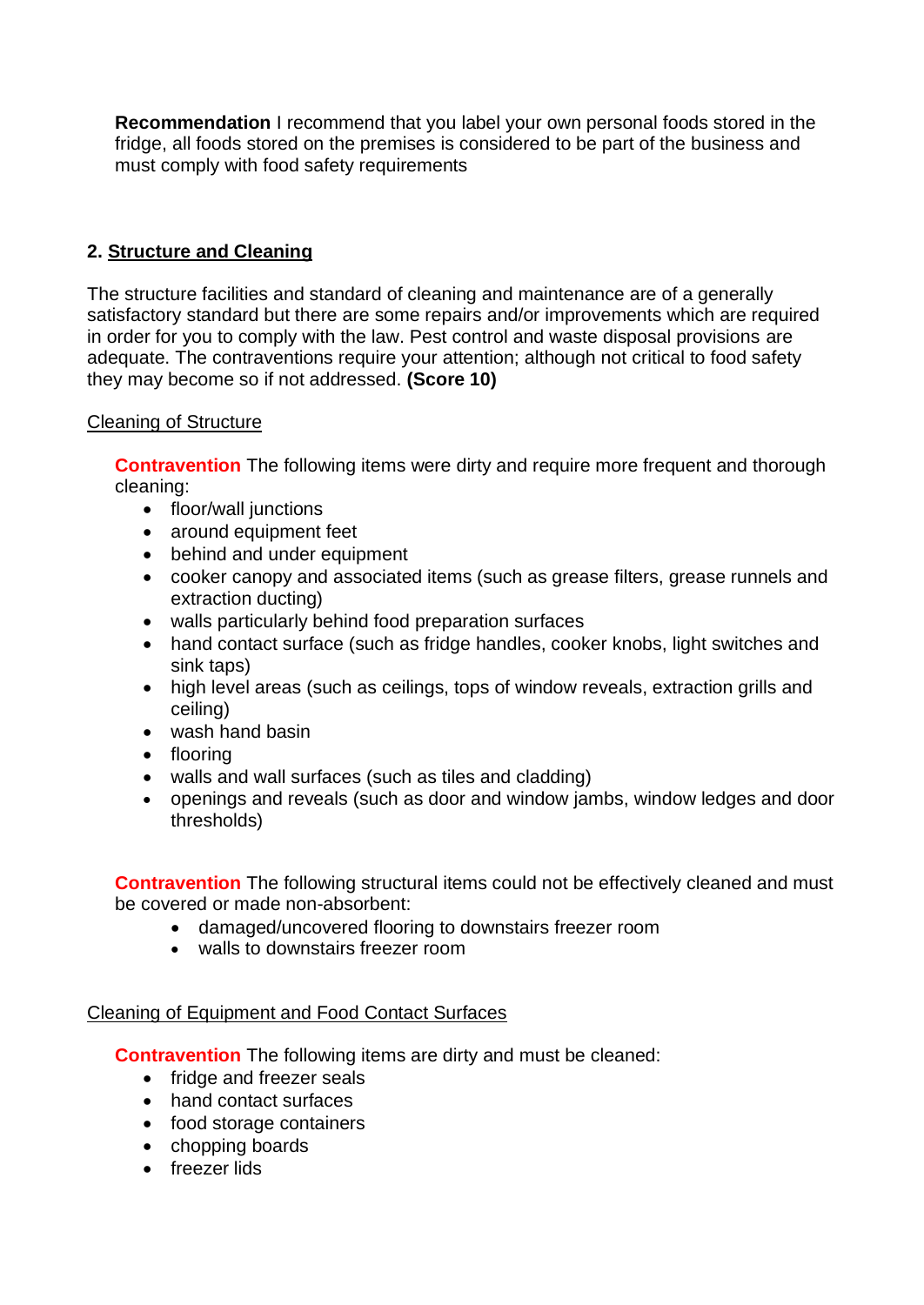**Recommendation** I recommend that you label your own personal foods stored in the fridge, all foods stored on the premises is considered to be part of the business and must comply with food safety requirements

## 2. Structure and Cleaning

The structure facilities and standard of cleaning and maintenance are of a generally satisfactory standard but there are some repairs and/or improvements which are required in order for you to comply with the law. Pest control and waste disposal provisions are adequate. The contraventions require your attention; although not critical to food safety they may become so if not addressed. **(Score 10)**

### Cleaning of Structure

**Contravention** The following items were dirty and require more frequent and thorough cleaning:

- floor/wall junctions
- around equipment feet
- behind and under equipment
- cooker canopy and associated items (such as grease filters, grease runnels and extraction ducting)
- walls particularly behind food preparation surfaces
- hand contact surface (such as fridge handles, cooker knobs, light switches and sink taps)
- high level areas (such as ceilings, tops of window reveals, extraction grills and ceiling)
- wash hand basin
- flooring
- walls and wall surfaces (such as tiles and cladding)
- openings and reveals (such as door and window jambs, window ledges and door thresholds)

**Contravention** The following structural items could not be effectively cleaned and must be covered or made non-absorbent:

- damaged/uncovered flooring to downstairs freezer room
- walls to downstairs freezer room

### Cleaning of Equipment and Food Contact Surfaces

**Contravention** The following items are dirty and must be cleaned:

- fridge and freezer seals
- hand contact surfaces
- food storage containers
- chopping boards
- freezer lids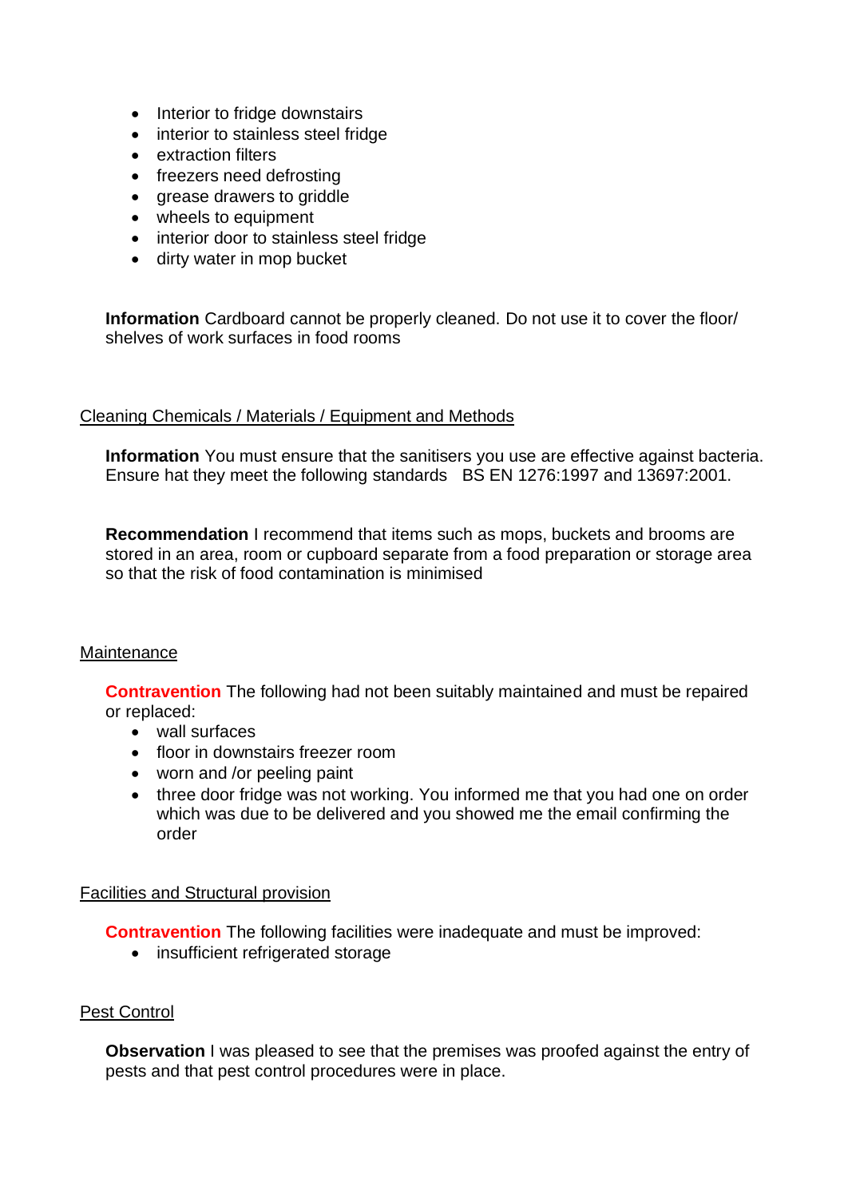- Interior to fridge downstairs
- interior to stainless steel fridge
- extraction filters
- freezers need defrosting
- grease drawers to griddle
- wheels to equipment
- interior door to stainless steel fridge
- dirty water in mop bucket

**Information** Cardboard cannot be properly cleaned. Do not use it to cover the floor/ shelves of work surfaces in food rooms

Cleaning Chemicals / Materials / Equipment and Methods

**Information** You must ensure that the sanitisers you use are effective against bacteria. Ensure hat they meet the following standards BS EN 1276:1997 and 13697:2001.

**Recommendation** I recommend that items such as mops, buckets and brooms are stored in an area, room or cupboard separate from a food preparation or storage area so that the risk of food contamination is minimised

Maintenance

**Contravention** The following had not been suitably maintained and must be repaired or replaced:

- wall surfaces
- floor in downstairs freezer room
- worn and /or peeling paint
- three door fridge was not working. You informed me that you had one on order which was due to be delivered and you showed me the email confirming the order

Facilities and Structural provision

**Contravention** The following facilities were inadequate and must be improved:

- insufficient refrigerated storage

Pest Control

**Observation** I was pleased to see that the premises was proofed against the entry of pests and that pest control procedures were in place.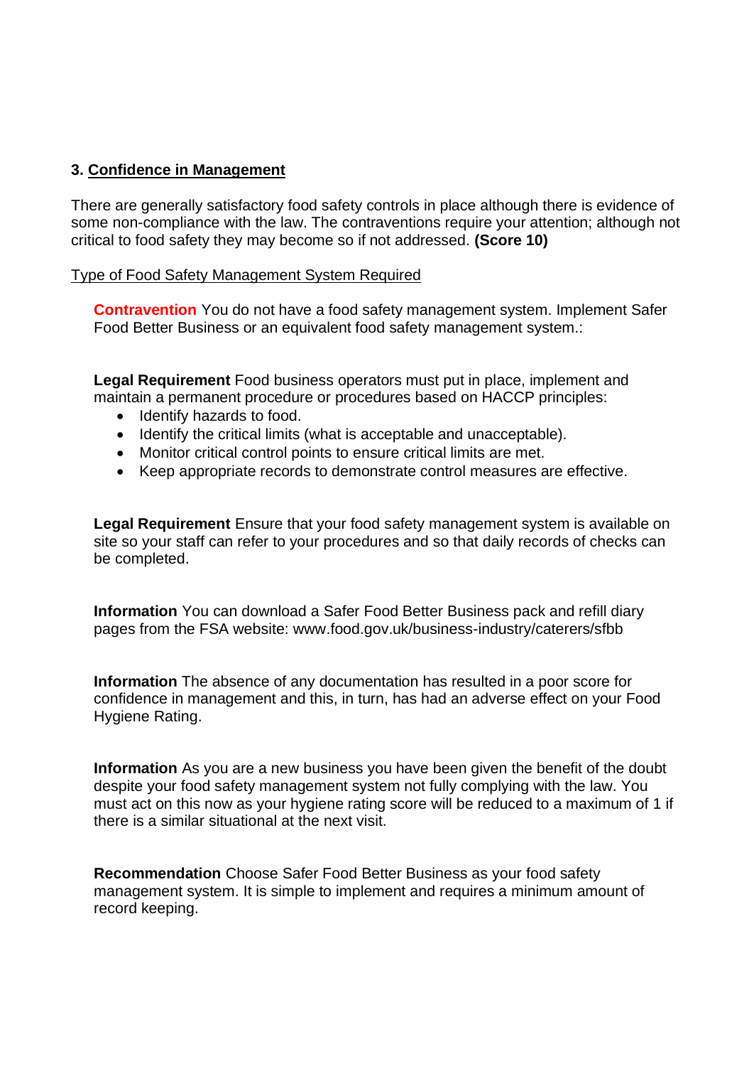### 3. Confidence in Management

There are generally satisfactory food safety controls in place although there is evidence of some non-compliance with the law. The contraventions require your attention; although not critical to food safety they may become so if not addressed. **(Score 10)**

Type of Food Safety Management System Required

**Contravention** You do not have a food safety management system. Implement Safer Food Better Business or an equivalent food safety management system.:

**Legal Requirement** Food business operators must put in place, implement and maintain a permanent procedure or procedures based on HACCP principles:

- Identify hazards to food.
- Identify the critical limits (what is acceptable and unacceptable).
- Monitor critical control points to ensure critical limits are met.
- Keep appropriate records to demonstrate control measures are effective.

**Legal Requirement** Ensure that your food safety management system is available on site so your staff can refer to your procedures and so that daily records of checks can be completed.

**Information** You can download a Safer Food Better Business pack and refill diary pages from the FSA website: www.food.gov.uk/business-industry/caterers/sfbb

**Information** The absence of any documentation has resulted in a poor score for confidence in management and this, in turn, has had an adverse effect on your Food Hygiene Rating.

**Information** As you are a new business you have been given the benefit of the doubt despite your food safety management system not fully complying with the law. You must act on this now as your hygiene rating score will be reduced to a maximum of 1 if there is a similar situational at the next visit.

**Recommendation** Choose Safer Food Better Business as your food safety management system. It is simple to implement and requires a minimum amount of record keeping.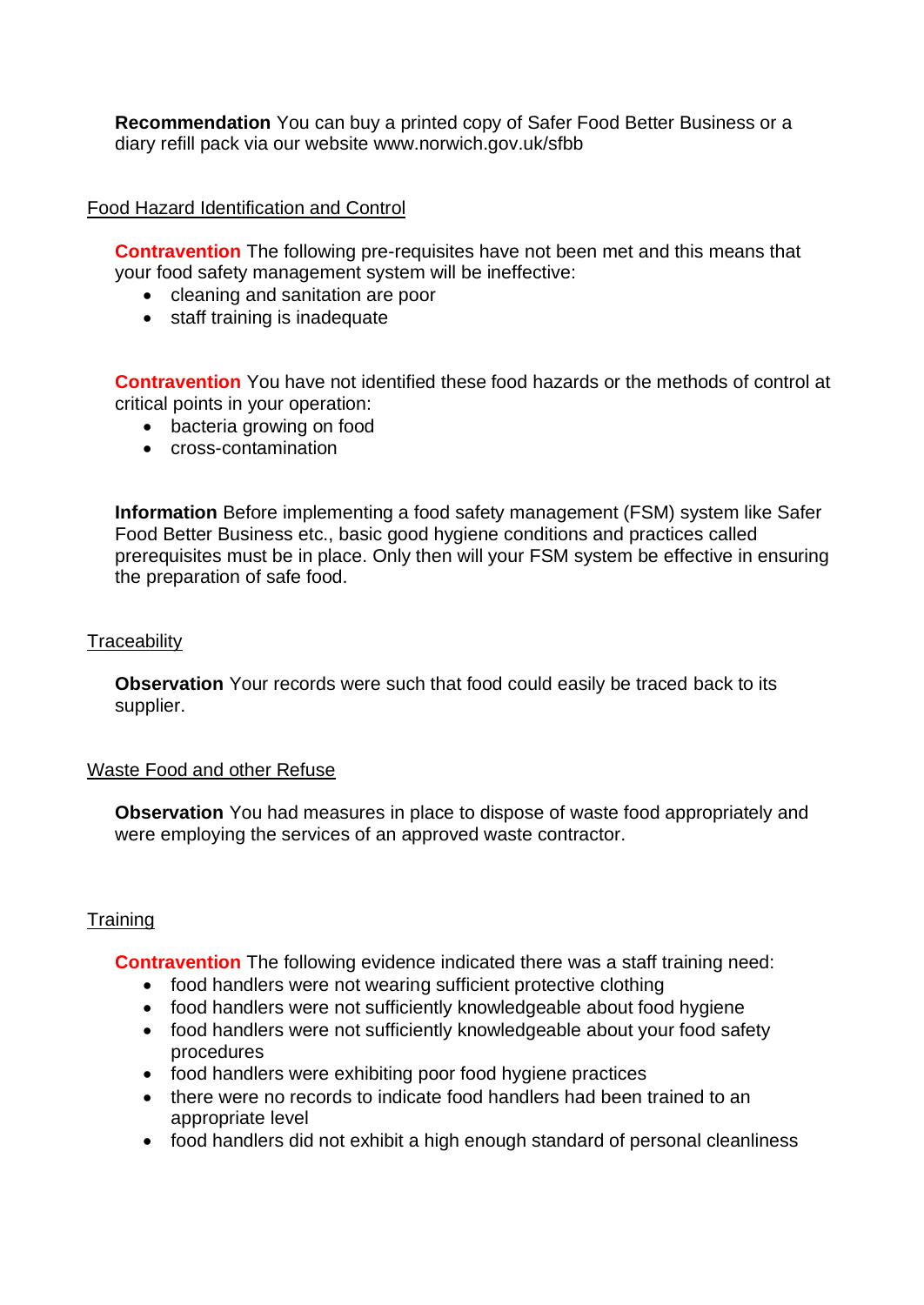**Recommendation** You can buy a printed copy of Safer Food Better Business or a diary refill pack via our website www.norwich.gov.uk/sfbb

Food Hazard Identification and Control

**Contravention** The following pre-requisites have not been met and this means that your food safety management system will be ineffective:

- cleaning and sanitation are poor
- staff training is inadequate

**Contravention** You have not identified these food hazards or the methods of control at critical points in your operation:

- bacteria growing on food
- cross-contamination

**Information** Before implementing a food safety management (FSM) system like Safer Food Better Business etc., basic good hygiene conditions and practices called prerequisites must be in place. Only then will your FSM system be effective in ensuring the preparation of safe food.

Traceability

**Observation** Your records were such that food could easily be traced back to its supplier.

Waste Food and other Refuse

**Observation** You had measures in place to dispose of waste food appropriately and were employing the services of an approved waste contractor.

Training

**Contravention** The following evidence indicated there was a staff training need:

- food handlers were not wearing sufficient protective clothing
- food handlers were not sufficiently knowledgeable about food hygiene
- food handlers were not sufficiently knowledgeable about your food safety procedures
- food handlers were exhibiting poor food hygiene practices
- there were no records to indicate food handlers had been trained to an appropriate level
- food handlers did not exhibit a high enough standard of personal cleanliness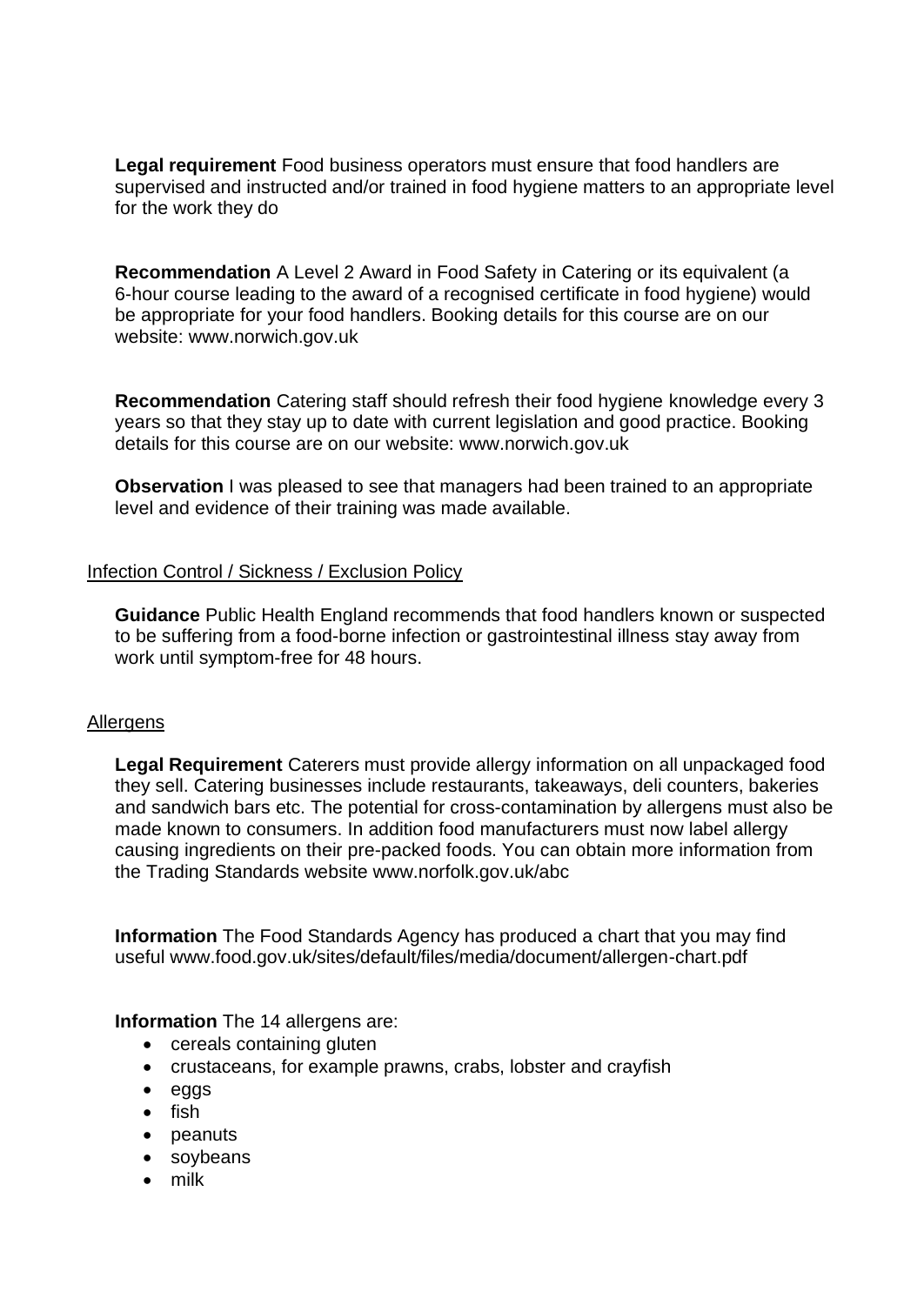**Legal requirement** Food business operators must ensure that food handlers are supervised and instructed and/or trained in food hygiene matters to an appropriate level for the work they do

**Recommendation** A Level 2 Award in Food Safety in Catering or its equivalent (a 6-hour course leading to the award of a recognised certificate in food hygiene) would be appropriate for your food handlers. Booking details for this course are on our website: www.norwich.gov.uk

**Recommendation** Catering staff should refresh their food hygiene knowledge every 3 years so that they stay up to date with current legislation and good practice. Booking details for this course are on our website: www.norwich.gov.uk

**Observation** I was pleased to see that managers had been trained to an appropriate level and evidence of their training was made available.

## Infection Control / Sickness / Exclusion Policy

**Guidance** Public Health England recommends that food handlers known or suspected to be suffering from a food-borne infection or gastrointestinal illness stay away from work until symptom-free for 48 hours.

## Allergens

**Legal Requirement** Caterers must provide allergy information on all unpackaged food they sell. Catering businesses include restaurants, takeaways, deli counters, bakeries and sandwich bars etc. The potential for cross-contamination by allergens must also be made known to consumers. In addition food manufacturers must now label allergy causing ingredients on their pre-packed foods. You can obtain more information from the Trading Standards website www.norfolk.gov.uk/abc

**Information** The Food Standards Agency has produced a chart that you may find useful www.food.gov.uk/sites/default/files/media/document/allergen-chart.pdf

**Information** The 14 allergens are:

- cereals containing gluten
- crustaceans, for example prawns, crabs, lobster and crayfish
- eggs
- fish
- peanuts
- soybeans
- milk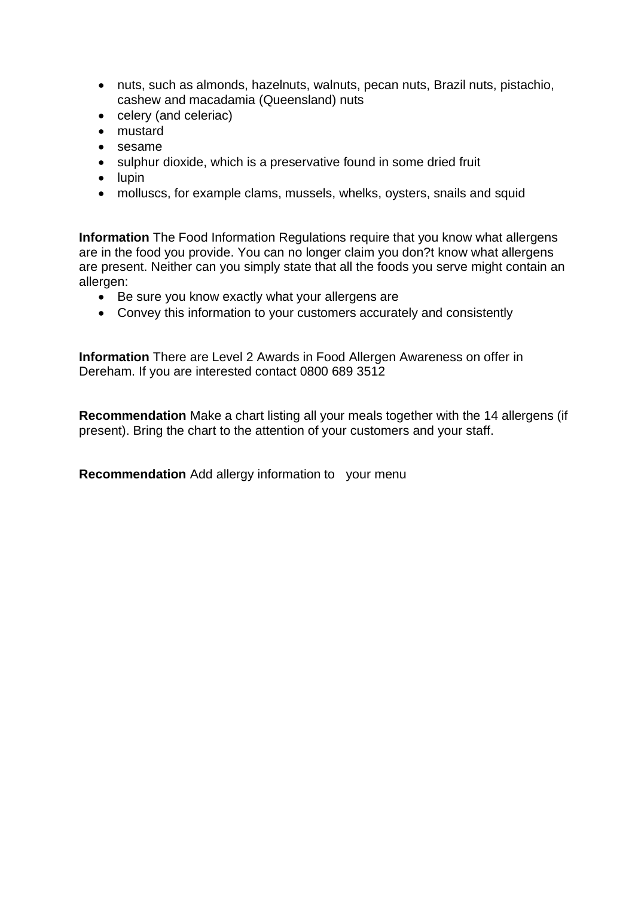- nuts, such as almonds, hazelnuts, walnuts, pecan nuts, Brazil nuts, pistachio, cashew and macadamia (Queensland) nuts
- celery (and celeriac)
- mustard
- sesame
- sulphur dioxide, which is a preservative found in some dried fruit
- lupin
- molluscs, for example clams, mussels, whelks, oysters, snails and squid

**Information** The Food Information Regulations require that you know what allergens are in the food you provide. You can no longer claim you don?t know what allergens are present. Neither can you simply state that all the foods you serve might contain an allergen:

- Be sure you know exactly what your allergens are
- Convey this information to your customers accurately and consistently

**Information** There are Level 2 Awards in Food Allergen Awareness on offer in Dereham. If you are interested contact 0800 689 3512

**Recommendation** Make a chart listing all your meals together with the 14 allergens (if present). Bring the chart to the attention of your customers and your staff.

**Recommendation** Add allergy information to your menu